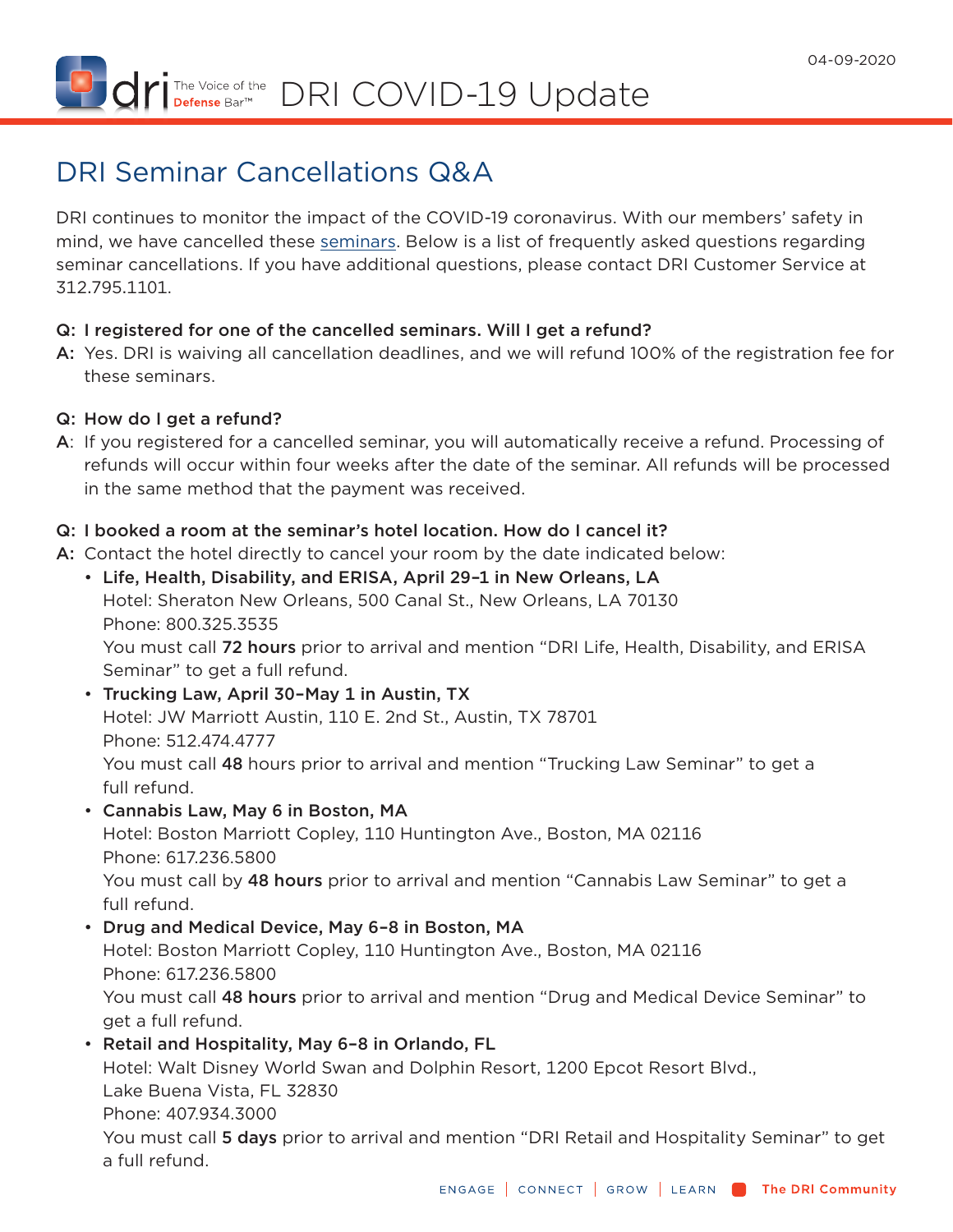04-09-2020

# DRI COVID-19 Update

## DRI Seminar Cancellations Q&A

DRI continues to monitor the impact of the COVID-19 coronavirus. With our members' safety in mind, we have cancelled these seminars. Below is a list of frequently asked questions regarding seminar cancellations. If you have additional questions, please contact DRI Customer Service at 312.795.1101.

**Q: I registered for one of the cancelled seminars. Will I get a refund?**

A: Yes. DRI is waiving all cancellation deadlines, and we will refund 100% of the registration fee for these seminars.

**Q: How do I get a refund?**

A: If you registered for a cancelled seminar, you will automatically receive a refund. Processing of refunds will occur within four weeks after the date of the seminar. All refunds will be processed in the same method that the payment was received.

**Q: I booked a room at the seminar's hotel location. How do I cancel it?**

A: Contact the hotel directly to cancel your room by the date indicated below:

- **Life, Health, Disability, and ERISA, April 29–1 in New Orleans, LA**
  Hotel: Sheraton New Orleans, 500 Canal St., New Orleans, LA 70130
  Phone: 800.325.3535
  You must call **72 hours** prior to arrival and mention "DRI Life, Health, Disability, and ERISA Seminar" to get a full refund.
- **Trucking Law, April 30–May 1 in Austin, TX**
  Hotel: JW Marriott Austin, 110 E. 2nd St., Austin, TX 78701
  Phone: 512.474.4777
  You must call **48** hours prior to arrival and mention "Trucking Law Seminar" to get a full refund.
- **Cannabis Law, May 6 in Boston, MA**
  Hotel: Boston Marriott Copley, 110 Huntington Ave., Boston, MA 02116
  Phone: 617.236.5800
  You must call by **48 hours** prior to arrival and mention "Cannabis Law Seminar" to get a full refund.
- **Drug and Medical Device, May 6–8 in Boston, MA**
  Hotel: Boston Marriott Copley, 110 Huntington Ave., Boston, MA 02116
  Phone: 617.236.5800
  You must call **48 hours** prior to arrival and mention "Drug and Medical Device Seminar" to get a full refund.
- **Retail and Hospitality, May 6–8 in Orlando, FL**
  Hotel: Walt Disney World Swan and Dolphin Resort, 1200 Epcot Resort Blvd., Lake Buena Vista, FL 32830
  Phone: 407.934.3000
  You must call **5 days** prior to arrival and mention "DRI Retail and Hospitality Seminar" to get a full refund.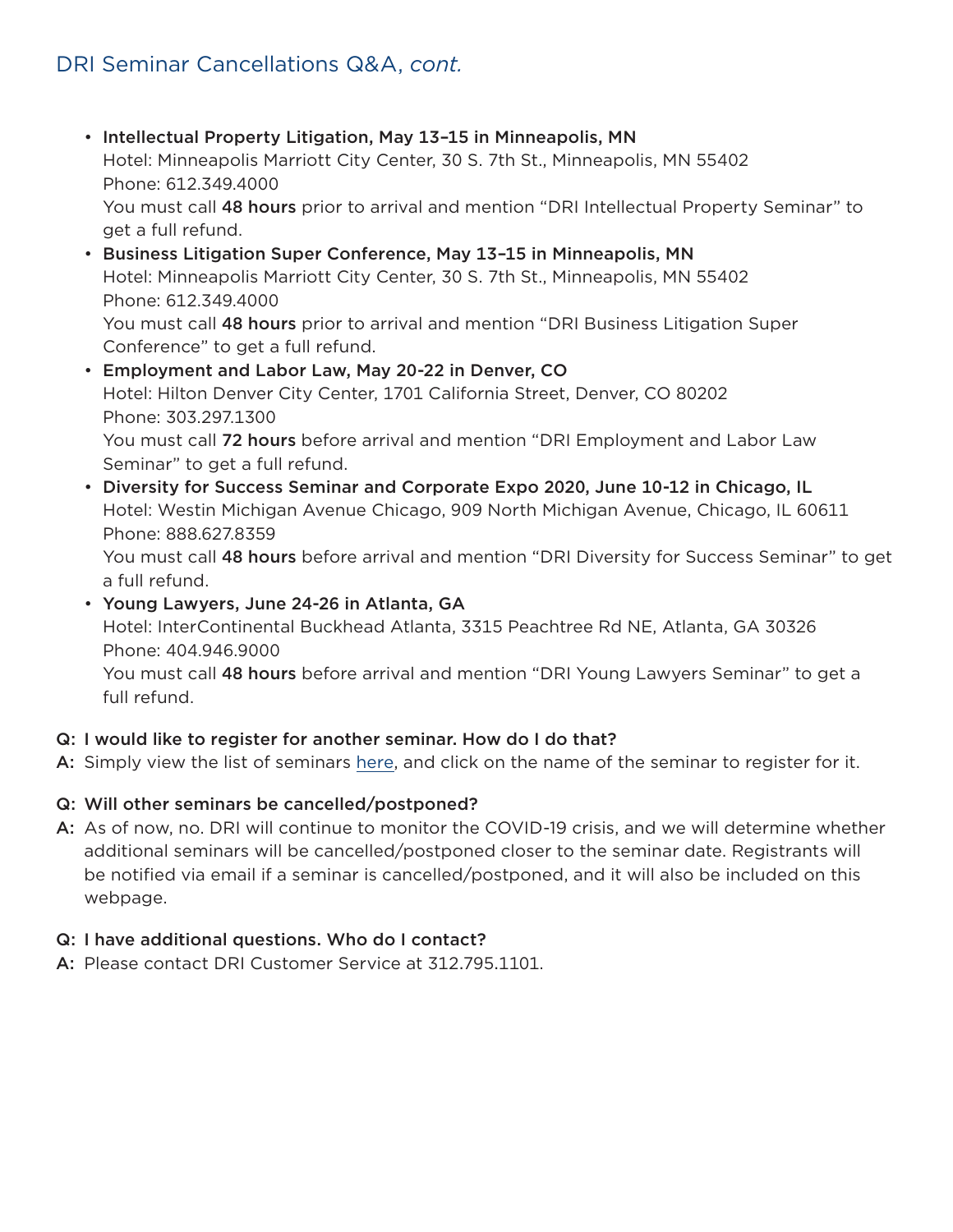## DRI Seminar Cancellations Q&A, *cont.*

- **Intellectual Property Litigation, May 13–15 in Minneapolis, MN**
  Hotel: Minneapolis Marriott City Center, 30 S. 7th St., Minneapolis, MN 55402
  Phone: 612.349.4000
  You must call **48 hours** prior to arrival and mention "DRI Intellectual Property Seminar" to get a full refund.
- **Business Litigation Super Conference, May 13–15 in Minneapolis, MN**
  Hotel: Minneapolis Marriott City Center, 30 S. 7th St., Minneapolis, MN 55402
  Phone: 612.349.4000
  You must call **48 hours** prior to arrival and mention "DRI Business Litigation Super Conference" to get a full refund.
- **Employment and Labor Law, May 20-22 in Denver, CO**
  Hotel: Hilton Denver City Center, 1701 California Street, Denver, CO 80202
  Phone: 303.297.1300
  You must call **72 hours** before arrival and mention "DRI Employment and Labor Law Seminar" to get a full refund.
- **Diversity for Success Seminar and Corporate Expo 2020, June 10-12 in Chicago, IL**
  Hotel: Westin Michigan Avenue Chicago, 909 North Michigan Avenue, Chicago, IL 60611
  Phone: 888.627.8359
  You must call **48 hours** before arrival and mention "DRI Diversity for Success Seminar" to get a full refund.
- **Young Lawyers, June 24-26 in Atlanta, GA**
  Hotel: InterContinental Buckhead Atlanta, 3315 Peachtree Rd NE, Atlanta, GA 30326
  Phone: 404.946.9000
  You must call **48 hours** before arrival and mention "DRI Young Lawyers Seminar" to get a full refund.

**Q: I would like to register for another seminar. How do I do that?**
A: Simply view the list of seminars here, and click on the name of the seminar to register for it.

**Q: Will other seminars be cancelled/postponed?**
A: As of now, no. DRI will continue to monitor the COVID-19 crisis, and we will determine whether additional seminars will be cancelled/postponed closer to the seminar date. Registrants will be notified via email if a seminar is cancelled/postponed, and it will also be included on this webpage.

**Q: I have additional questions. Who do I contact?**
A: Please contact DRI Customer Service at 312.795.1101.